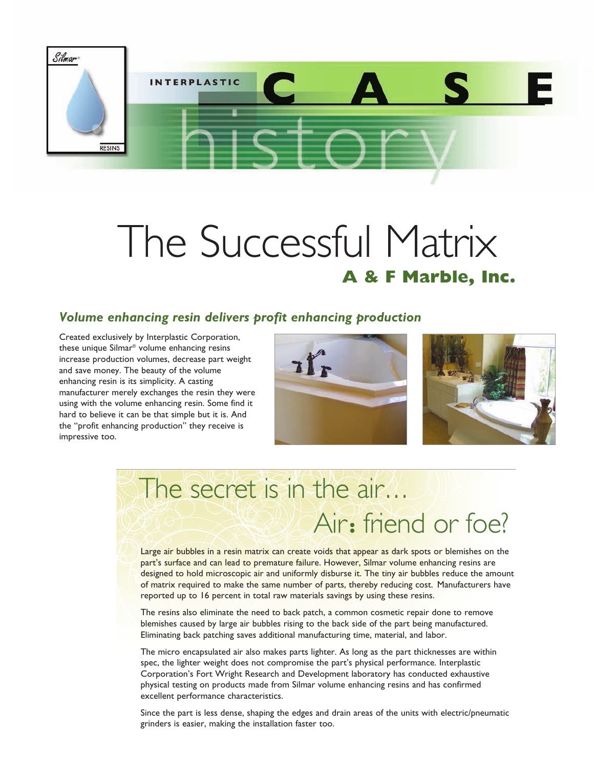INTERPLASTIC **CASE** history

# The Successful Matrix

## A & F Marble, Inc.

### *Volume enhancing resin delivers profit enhancing production*

Created exclusively by Interplastic Corporation, these unique Silmar® volume enhancing resins increase production volumes, decrease part weight and save money. The beauty of the volume enhancing resin is its simplicity. A casting manufacturer merely exchanges the resin they were using with the volume enhancing resin. Some find it hard to believe it can be that simple but it is. And the "profit enhancing production" they receive is impressive too.

## The secret is in the air… Air: friend or foe?

Large air bubbles in a resin matrix can create voids that appear as dark spots or blemishes on the part's surface and can lead to premature failure. However, Silmar volume enhancing resins are designed to hold microscopic air and uniformly disburse it. The tiny air bubbles reduce the amount of matrix required to make the same number of parts, thereby reducing cost. Manufacturers have reported up to 16 percent in total raw materials savings by using these resins.

The resins also eliminate the need to back patch, a common cosmetic repair done to remove blemishes caused by large air bubbles rising to the back side of the part being manufactured. Eliminating back patching saves additional manufacturing time, material, and labor.

The micro encapsulated air also makes parts lighter. As long as the part thicknesses are within spec, the lighter weight does not compromise the part's physical performance. Interplastic Corporation's Fort Wright Research and Development laboratory has conducted exhaustive physical testing on products made from Silmar volume enhancing resins and has confirmed excellent performance characteristics.

Since the part is less dense, shaping the edges and drain areas of the units with electric/pneumatic grinders is easier, making the installation faster too.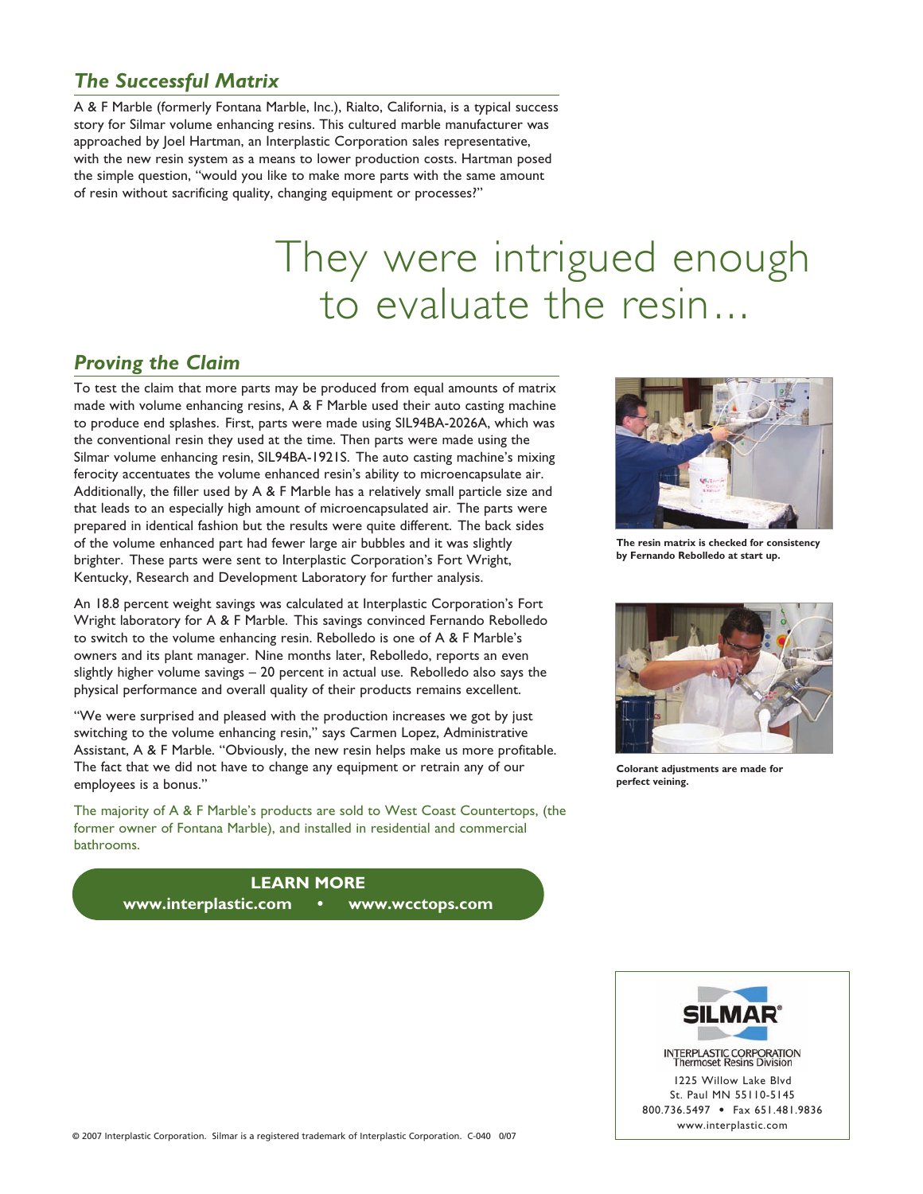## *The Successful Matrix*

A & F Marble (formerly Fontana Marble, Inc.), Rialto, California, is a typical success story for Silmar volume enhancing resins. This cultured marble manufacturer was approached by Joel Hartman, an Interplastic Corporation sales representative, with the new resin system as a means to lower production costs. Hartman posed the simple question, "would you like to make more parts with the same amount of resin without sacrificing quality, changing equipment or processes?"

# They were intrigued enough to evaluate the resin…

## *Proving the Claim*

To test the claim that more parts may be produced from equal amounts of matrix made with volume enhancing resins, A & F Marble used their auto casting machine to produce end splashes. First, parts were made using SIL94BA-2026A, which was the conventional resin they used at the time. Then parts were made using the Silmar volume enhancing resin, SIL94BA-1921S. The auto casting machine's mixing ferocity accentuates the volume enhanced resin's ability to microencapsulate air. Additionally, the filler used by A & F Marble has a relatively small particle size and that leads to an especially high amount of microencapsulated air. The parts were prepared in identical fashion but the results were quite different. The back sides of the volume enhanced part had fewer large air bubbles and it was slightly brighter. These parts were sent to Interplastic Corporation's Fort Wright, Kentucky, Research and Development Laboratory for further analysis.

An 18.8 percent weight savings was calculated at Interplastic Corporation's Fort Wright laboratory for A & F Marble. This savings convinced Fernando Rebolledo to switch to the volume enhancing resin. Rebolledo is one of A & F Marble's owners and its plant manager. Nine months later, Rebolledo, reports an even slightly higher volume savings – 20 percent in actual use. Rebolledo also says the physical performance and overall quality of their products remains excellent.

"We were surprised and pleased with the production increases we got by just switching to the volume enhancing resin," says Carmen Lopez, Administrative Assistant, A & F Marble. "Obviously, the new resin helps make us more profitable. The fact that we did not have to change any equipment or retrain any of our employees is a bonus."

The majority of A & F Marble's products are sold to West Coast Countertops, (the former owner of Fontana Marble), and installed in residential and commercial bathrooms.

**The resin matrix is checked for consistency by Fernando Rebolledo at start up.**

**Colorant adjustments are made for perfect veining.**

**LEARN MORE**
**www.interplastic.com • www.wcctops.com**

SILMAR®
INTERPLASTIC CORPORATION
Thermoset Resins Division
1225 Willow Lake Blvd
St. Paul MN 55110-5145
800.736.5497 • Fax 651.481.9836
www.interplastic.com

© 2007 Interplastic Corporation. Silmar is a registered trademark of Interplastic Corporation. C-040 0/07